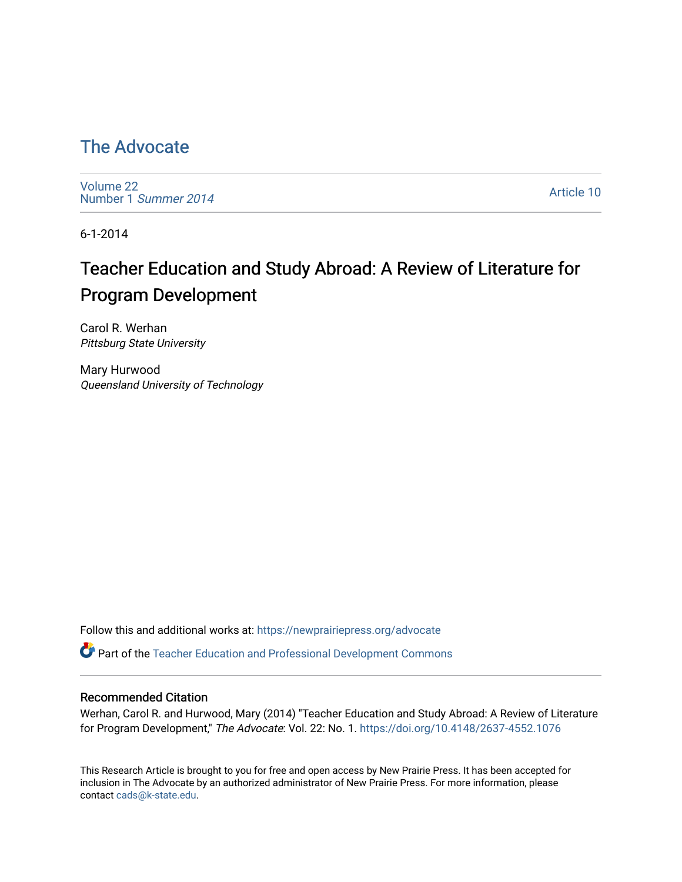# The Advocate

Volume 22
Number 1 *Summer 2014*

Article 10

6-1-2014

## Teacher Education and Study Abroad: A Review of Literature for Program Development

Carol R. Werhan
*Pittsburg State University*

Mary Hurwood
*Queensland University of Technology*

Follow this and additional works at: https://newprairiepress.org/advocate

Part of the Teacher Education and Professional Development Commons

### Recommended Citation

Werhan, Carol R. and Hurwood, Mary (2014) "Teacher Education and Study Abroad: A Review of Literature for Program Development," *The Advocate*: Vol. 22: No. 1. https://doi.org/10.4148/2637-4552.1076

This Research Article is brought to you for free and open access by New Prairie Press. It has been accepted for inclusion in The Advocate by an authorized administrator of New Prairie Press. For more information, please contact cads@k-state.edu.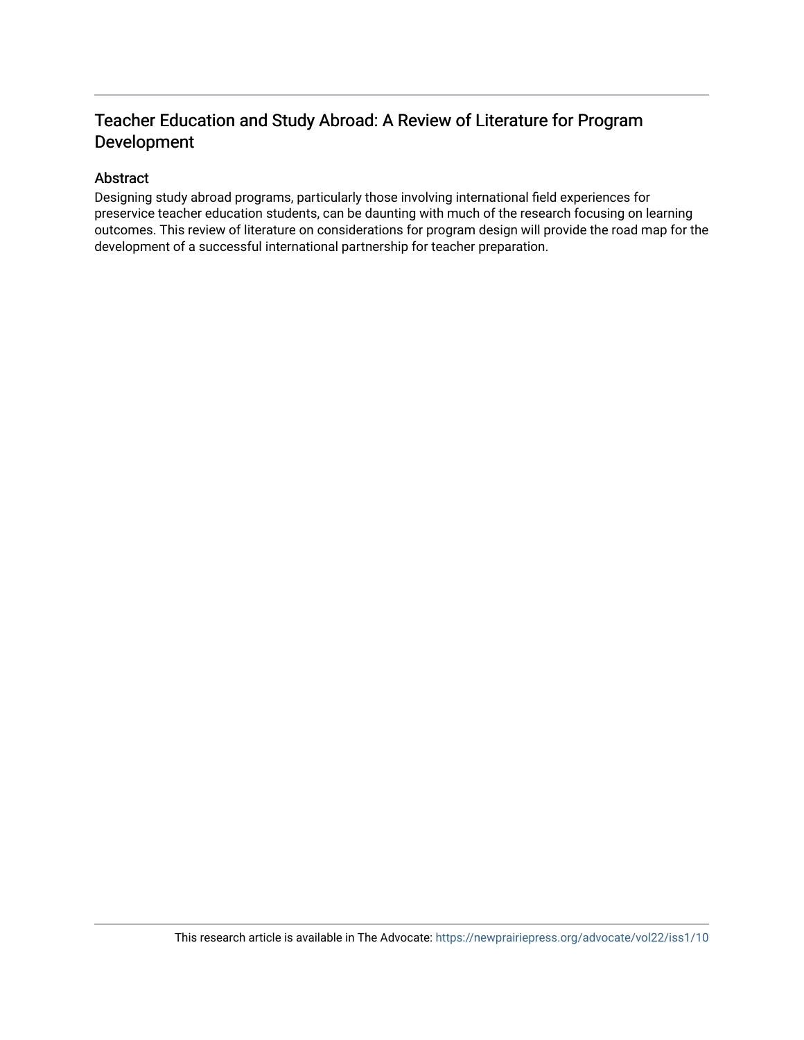## Teacher Education and Study Abroad: A Review of Literature for Program Development

### Abstract

Designing study abroad programs, particularly those involving international field experiences for preservice teacher education students, can be daunting with much of the research focusing on learning outcomes. This review of literature on considerations for program design will provide the road map for the development of a successful international partnership for teacher preparation.

This research article is available in The Advocate: https://newprairiepress.org/advocate/vol22/iss1/10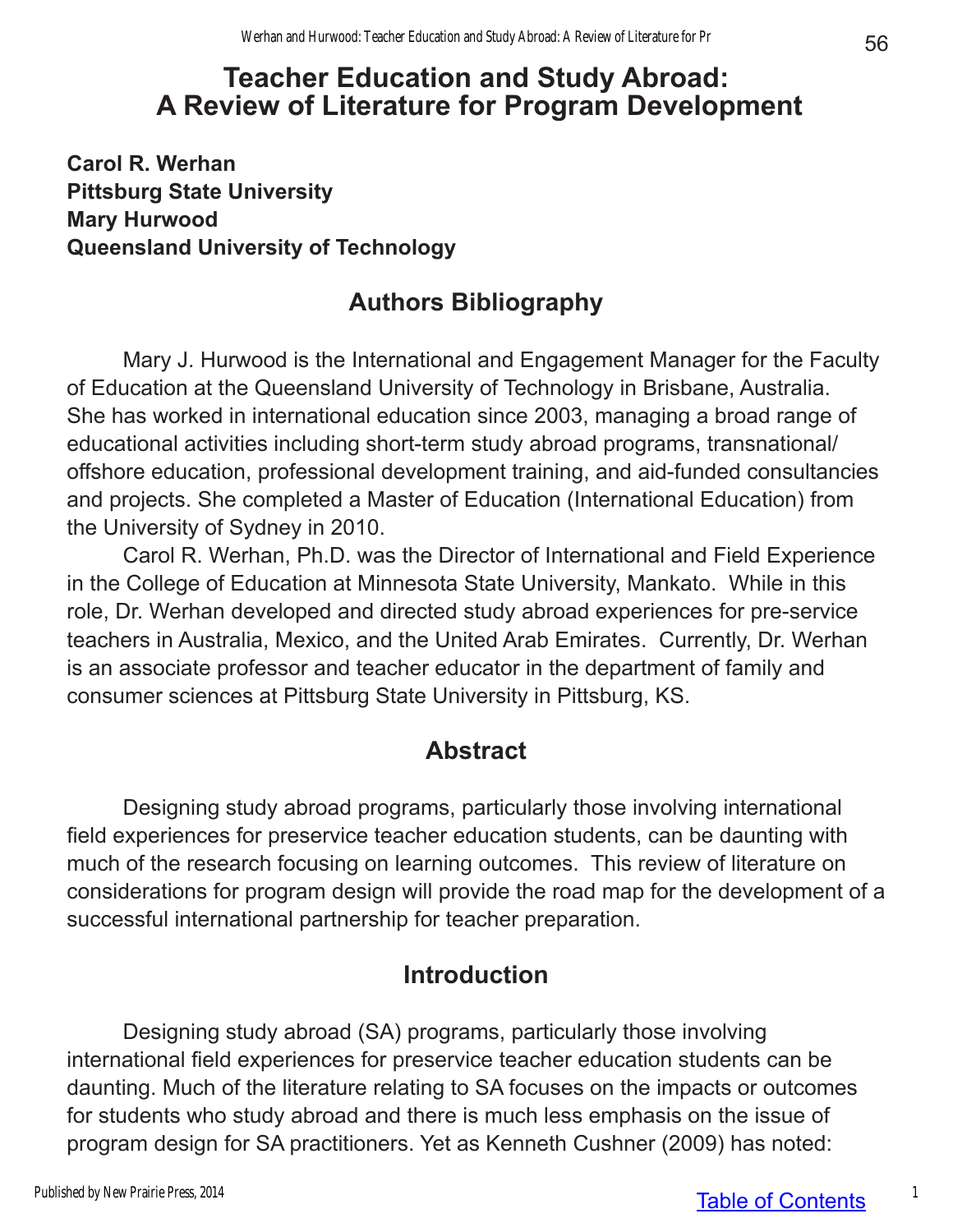# Teacher Education and Study Abroad: A Review of Literature for Program Development

**Carol R. Werhan**
**Pittsburg State University**
**Mary Hurwood**
**Queensland University of Technology**

## Authors Bibliography

Mary J. Hurwood is the International and Engagement Manager for the Faculty of Education at the Queensland University of Technology in Brisbane, Australia. She has worked in international education since 2003, managing a broad range of educational activities including short-term study abroad programs, transnational/offshore education, professional development training, and aid-funded consultancies and projects. She completed a Master of Education (International Education) from the University of Sydney in 2010.

Carol R. Werhan, Ph.D. was the Director of International and Field Experience in the College of Education at Minnesota State University, Mankato. While in this role, Dr. Werhan developed and directed study abroad experiences for pre-service teachers in Australia, Mexico, and the United Arab Emirates. Currently, Dr. Werhan is an associate professor and teacher educator in the department of family and consumer sciences at Pittsburg State University in Pittsburg, KS.

## Abstract

Designing study abroad programs, particularly those involving international field experiences for preservice teacher education students, can be daunting with much of the research focusing on learning outcomes. This review of literature on considerations for program design will provide the road map for the development of a successful international partnership for teacher preparation.

## Introduction

Designing study abroad (SA) programs, particularly those involving international field experiences for preservice teacher education students can be daunting. Much of the literature relating to SA focuses on the impacts or outcomes for students who study abroad and there is much less emphasis on the issue of program design for SA practitioners. Yet as Kenneth Cushner (2009) has noted: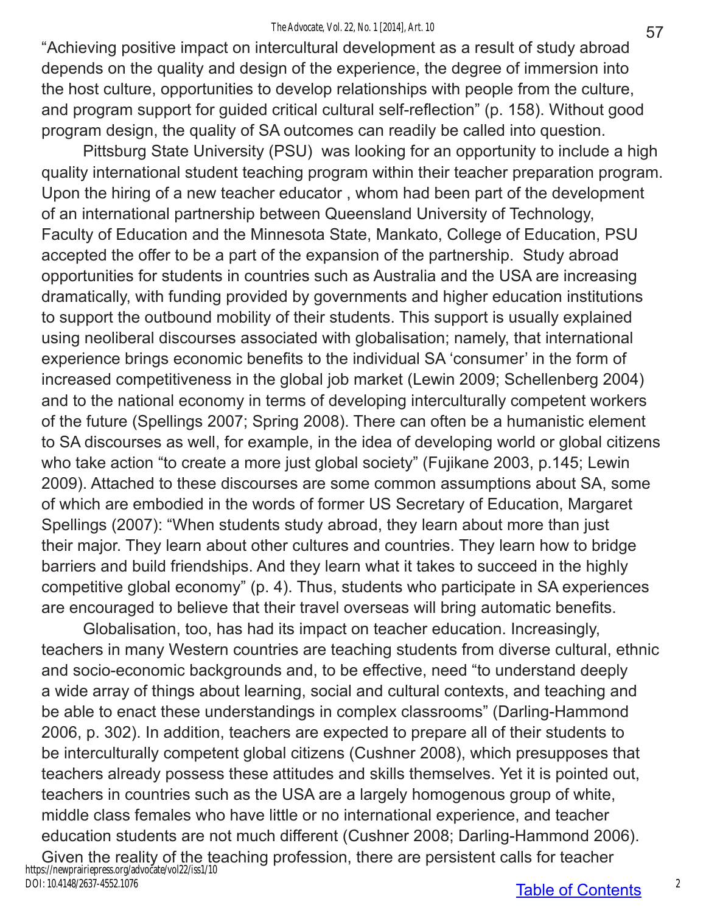"Achieving positive impact on intercultural development as a result of study abroad depends on the quality and design of the experience, the degree of immersion into the host culture, opportunities to develop relationships with people from the culture, and program support for guided critical cultural self-reflection" (p. 158). Without good program design, the quality of SA outcomes can readily be called into question.

Pittsburg State University (PSU) was looking for an opportunity to include a high quality international student teaching program within their teacher preparation program. Upon the hiring of a new teacher educator , whom had been part of the development of an international partnership between Queensland University of Technology, Faculty of Education and the Minnesota State, Mankato, College of Education, PSU accepted the offer to be a part of the expansion of the partnership. Study abroad opportunities for students in countries such as Australia and the USA are increasing dramatically, with funding provided by governments and higher education institutions to support the outbound mobility of their students. This support is usually explained using neoliberal discourses associated with globalisation; namely, that international experience brings economic benefits to the individual SA 'consumer' in the form of increased competitiveness in the global job market (Lewin 2009; Schellenberg 2004) and to the national economy in terms of developing interculturally competent workers of the future (Spellings 2007; Spring 2008). There can often be a humanistic element to SA discourses as well, for example, in the idea of developing world or global citizens who take action "to create a more just global society" (Fujikane 2003, p.145; Lewin 2009). Attached to these discourses are some common assumptions about SA, some of which are embodied in the words of former US Secretary of Education, Margaret Spellings (2007): "When students study abroad, they learn about more than just their major. They learn about other cultures and countries. They learn how to bridge barriers and build friendships. And they learn what it takes to succeed in the highly competitive global economy" (p. 4). Thus, students who participate in SA experiences are encouraged to believe that their travel overseas will bring automatic benefits.

Globalisation, too, has had its impact on teacher education. Increasingly, teachers in many Western countries are teaching students from diverse cultural, ethnic and socio-economic backgrounds and, to be effective, need "to understand deeply a wide array of things about learning, social and cultural contexts, and teaching and be able to enact these understandings in complex classrooms" (Darling-Hammond 2006, p. 302). In addition, teachers are expected to prepare all of their students to be interculturally competent global citizens (Cushner 2008), which presupposes that teachers already possess these attitudes and skills themselves. Yet it is pointed out, teachers in countries such as the USA are a largely homogenous group of white, middle class females who have little or no international experience, and teacher education students are not much different (Cushner 2008; Darling-Hammond 2006). Given the reality of the teaching profession, there are persistent calls for teacher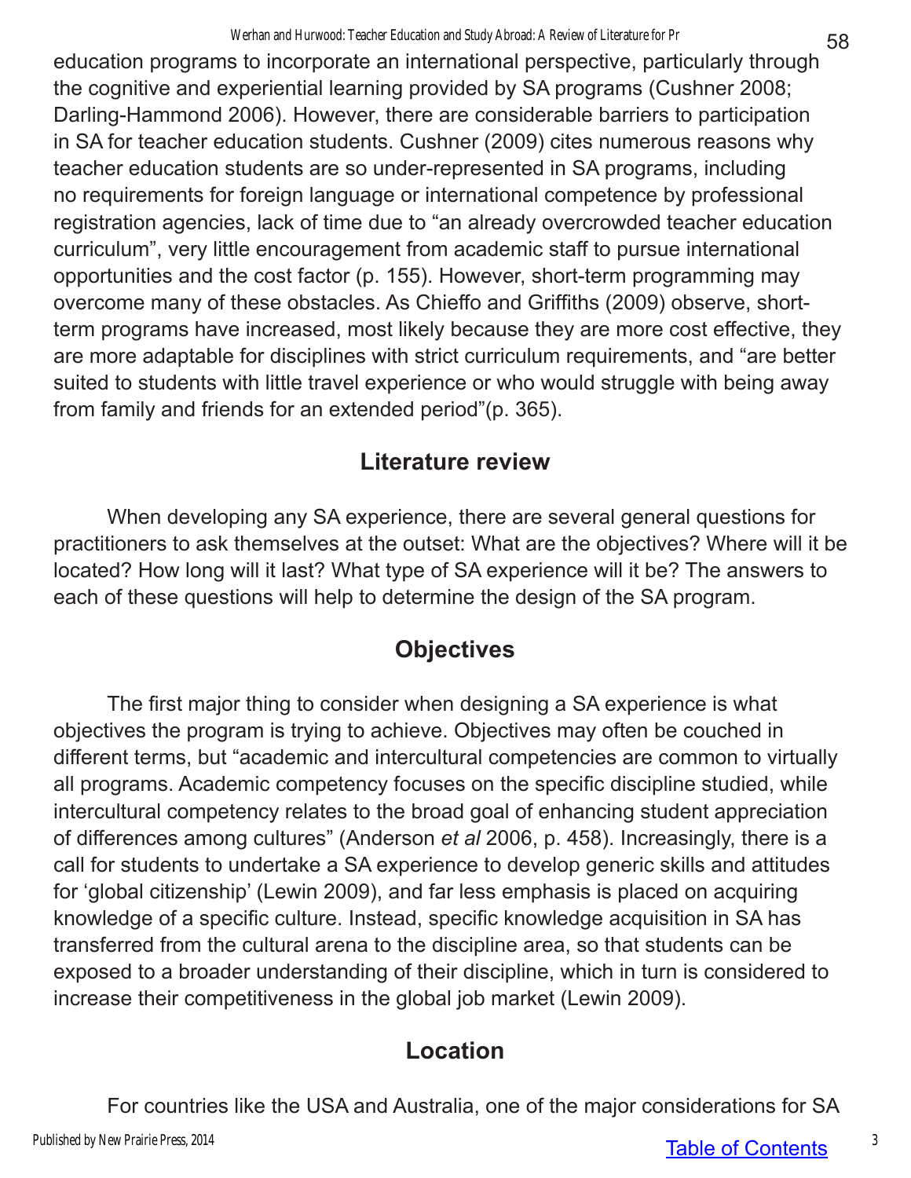education programs to incorporate an international perspective, particularly through the cognitive and experiential learning provided by SA programs (Cushner 2008; Darling-Hammond 2006). However, there are considerable barriers to participation in SA for teacher education students. Cushner (2009) cites numerous reasons why teacher education students are so under-represented in SA programs, including no requirements for foreign language or international competence by professional registration agencies, lack of time due to "an already overcrowded teacher education curriculum", very little encouragement from academic staff to pursue international opportunities and the cost factor (p. 155). However, short-term programming may overcome many of these obstacles. As Chieffo and Griffiths (2009) observe, short-term programs have increased, most likely because they are more cost effective, they are more adaptable for disciplines with strict curriculum requirements, and "are better suited to students with little travel experience or who would struggle with being away from family and friends for an extended period"(p. 365).

## Literature review

When developing any SA experience, there are several general questions for practitioners to ask themselves at the outset: What are the objectives? Where will it be located? How long will it last? What type of SA experience will it be? The answers to each of these questions will help to determine the design of the SA program.

## Objectives

The first major thing to consider when designing a SA experience is what objectives the program is trying to achieve. Objectives may often be couched in different terms, but "academic and intercultural competencies are common to virtually all programs. Academic competency focuses on the specific discipline studied, while intercultural competency relates to the broad goal of enhancing student appreciation of differences among cultures" (Anderson *et al* 2006, p. 458). Increasingly, there is a call for students to undertake a SA experience to develop generic skills and attitudes for 'global citizenship' (Lewin 2009), and far less emphasis is placed on acquiring knowledge of a specific culture. Instead, specific knowledge acquisition in SA has transferred from the cultural arena to the discipline area, so that students can be exposed to a broader understanding of their discipline, which in turn is considered to increase their competitiveness in the global job market (Lewin 2009).

## Location

For countries like the USA and Australia, one of the major considerations for SA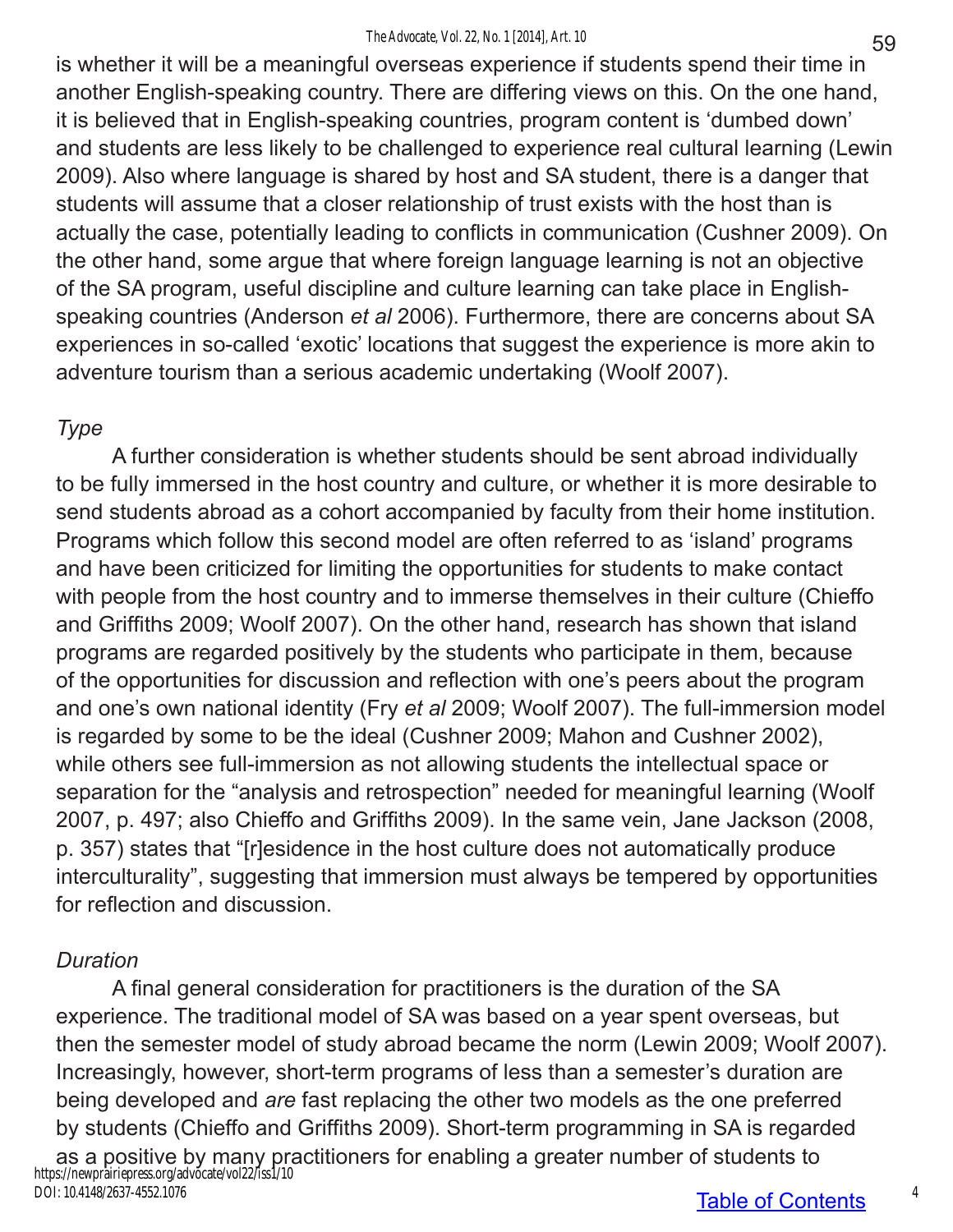is whether it will be a meaningful overseas experience if students spend their time in another English-speaking country. There are differing views on this. On the one hand, it is believed that in English-speaking countries, program content is 'dumbed down' and students are less likely to be challenged to experience real cultural learning (Lewin 2009). Also where language is shared by host and SA student, there is a danger that students will assume that a closer relationship of trust exists with the host than is actually the case, potentially leading to conflicts in communication (Cushner 2009). On the other hand, some argue that where foreign language learning is not an objective of the SA program, useful discipline and culture learning can take place in English-speaking countries (Anderson *et al* 2006). Furthermore, there are concerns about SA experiences in so-called 'exotic' locations that suggest the experience is more akin to adventure tourism than a serious academic undertaking (Woolf 2007).

*Type*

A further consideration is whether students should be sent abroad individually to be fully immersed in the host country and culture, or whether it is more desirable to send students abroad as a cohort accompanied by faculty from their home institution. Programs which follow this second model are often referred to as 'island' programs and have been criticized for limiting the opportunities for students to make contact with people from the host country and to immerse themselves in their culture (Chieffo and Griffiths 2009; Woolf 2007). On the other hand, research has shown that island programs are regarded positively by the students who participate in them, because of the opportunities for discussion and reflection with one's peers about the program and one's own national identity (Fry *et al* 2009; Woolf 2007). The full-immersion model is regarded by some to be the ideal (Cushner 2009; Mahon and Cushner 2002), while others see full-immersion as not allowing students the intellectual space or separation for the "analysis and retrospection" needed for meaningful learning (Woolf 2007, p. 497; also Chieffo and Griffiths 2009). In the same vein, Jane Jackson (2008, p. 357) states that "[r]esidence in the host culture does not automatically produce interculturality", suggesting that immersion must always be tempered by opportunities for reflection and discussion.

*Duration*

A final general consideration for practitioners is the duration of the SA experience. The traditional model of SA was based on a year spent overseas, but then the semester model of study abroad became the norm (Lewin 2009; Woolf 2007). Increasingly, however, short-term programs of less than a semester's duration are being developed and *are* fast replacing the other two models as the one preferred by students (Chieffo and Griffiths 2009). Short-term programming in SA is regarded as a positive by many practitioners for enabling a greater number of students to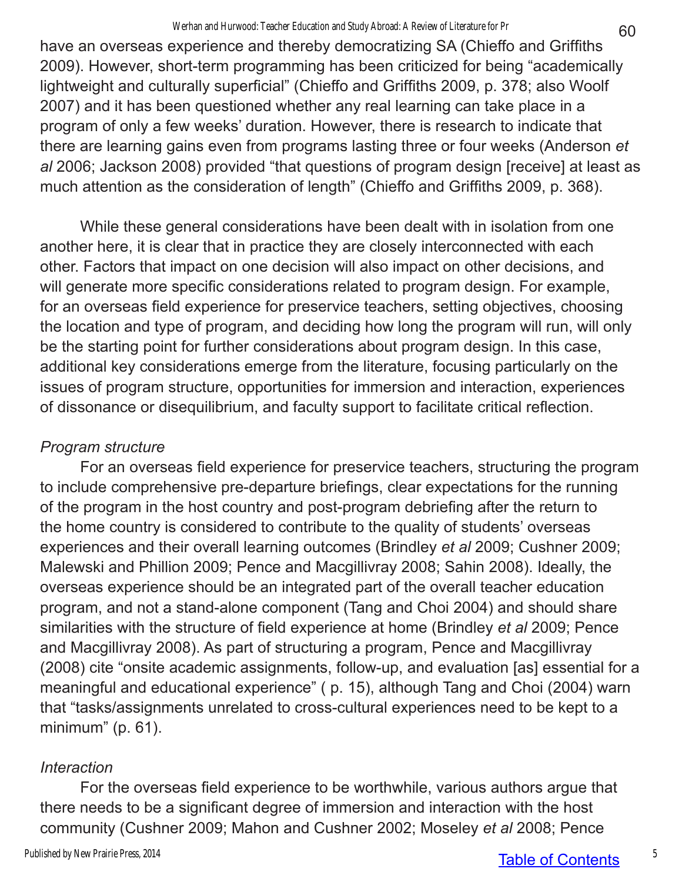have an overseas experience and thereby democratizing SA (Chieffo and Griffiths 2009). However, short-term programming has been criticized for being "academically lightweight and culturally superficial" (Chieffo and Griffiths 2009, p. 378; also Woolf 2007) and it has been questioned whether any real learning can take place in a program of only a few weeks' duration. However, there is research to indicate that there are learning gains even from programs lasting three or four weeks (Anderson *et al* 2006; Jackson 2008) provided "that questions of program design [receive] at least as much attention as the consideration of length" (Chieffo and Griffiths 2009, p. 368).

While these general considerations have been dealt with in isolation from one another here, it is clear that in practice they are closely interconnected with each other. Factors that impact on one decision will also impact on other decisions, and will generate more specific considerations related to program design. For example, for an overseas field experience for preservice teachers, setting objectives, choosing the location and type of program, and deciding how long the program will run, will only be the starting point for further considerations about program design. In this case, additional key considerations emerge from the literature, focusing particularly on the issues of program structure, opportunities for immersion and interaction, experiences of dissonance or disequilibrium, and faculty support to facilitate critical reflection.

*Program structure*

For an overseas field experience for preservice teachers, structuring the program to include comprehensive pre-departure briefings, clear expectations for the running of the program in the host country and post-program debriefing after the return to the home country is considered to contribute to the quality of students' overseas experiences and their overall learning outcomes (Brindley *et al* 2009; Cushner 2009; Malewski and Phillion 2009; Pence and Macgillivray 2008; Sahin 2008). Ideally, the overseas experience should be an integrated part of the overall teacher education program, and not a stand-alone component (Tang and Choi 2004) and should share similarities with the structure of field experience at home (Brindley *et al* 2009; Pence and Macgillivray 2008). As part of structuring a program, Pence and Macgillivray (2008) cite "onsite academic assignments, follow-up, and evaluation [as] essential for a meaningful and educational experience" ( p. 15), although Tang and Choi (2004) warn that "tasks/assignments unrelated to cross-cultural experiences need to be kept to a minimum" (p. 61).

*Interaction*

For the overseas field experience to be worthwhile, various authors argue that there needs to be a significant degree of immersion and interaction with the host community (Cushner 2009; Mahon and Cushner 2002; Moseley *et al* 2008; Pence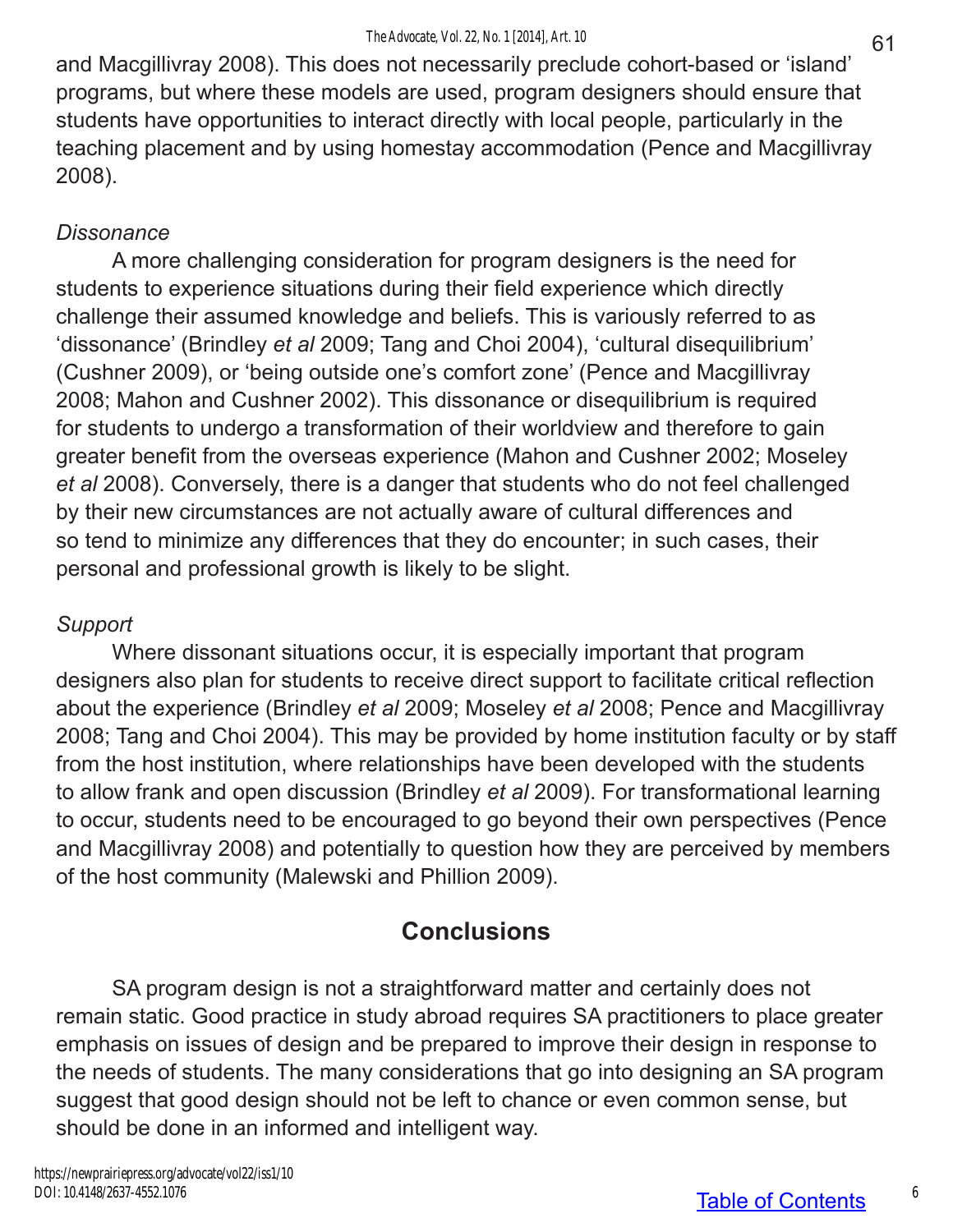and Macgillivray 2008). This does not necessarily preclude cohort-based or 'island' programs, but where these models are used, program designers should ensure that students have opportunities to interact directly with local people, particularly in the teaching placement and by using homestay accommodation (Pence and Macgillivray 2008).

### *Dissonance*

A more challenging consideration for program designers is the need for students to experience situations during their field experience which directly challenge their assumed knowledge and beliefs. This is variously referred to as 'dissonance' (Brindley *et al* 2009; Tang and Choi 2004), 'cultural disequilibrium' (Cushner 2009), or 'being outside one's comfort zone' (Pence and Macgillivray 2008; Mahon and Cushner 2002). This dissonance or disequilibrium is required for students to undergo a transformation of their worldview and therefore to gain greater benefit from the overseas experience (Mahon and Cushner 2002; Moseley *et al* 2008). Conversely, there is a danger that students who do not feel challenged by their new circumstances are not actually aware of cultural differences and so tend to minimize any differences that they do encounter; in such cases, their personal and professional growth is likely to be slight.

### *Support*

Where dissonant situations occur, it is especially important that program designers also plan for students to receive direct support to facilitate critical reflection about the experience (Brindley *et al* 2009; Moseley *et al* 2008; Pence and Macgillivray 2008; Tang and Choi 2004). This may be provided by home institution faculty or by staff from the host institution, where relationships have been developed with the students to allow frank and open discussion (Brindley *et al* 2009). For transformational learning to occur, students need to be encouraged to go beyond their own perspectives (Pence and Macgillivray 2008) and potentially to question how they are perceived by members of the host community (Malewski and Phillion 2009).

## Conclusions

SA program design is not a straightforward matter and certainly does not remain static. Good practice in study abroad requires SA practitioners to place greater emphasis on issues of design and be prepared to improve their design in response to the needs of students. The many considerations that go into designing an SA program suggest that good design should not be left to chance or even common sense, but should be done in an informed and intelligent way.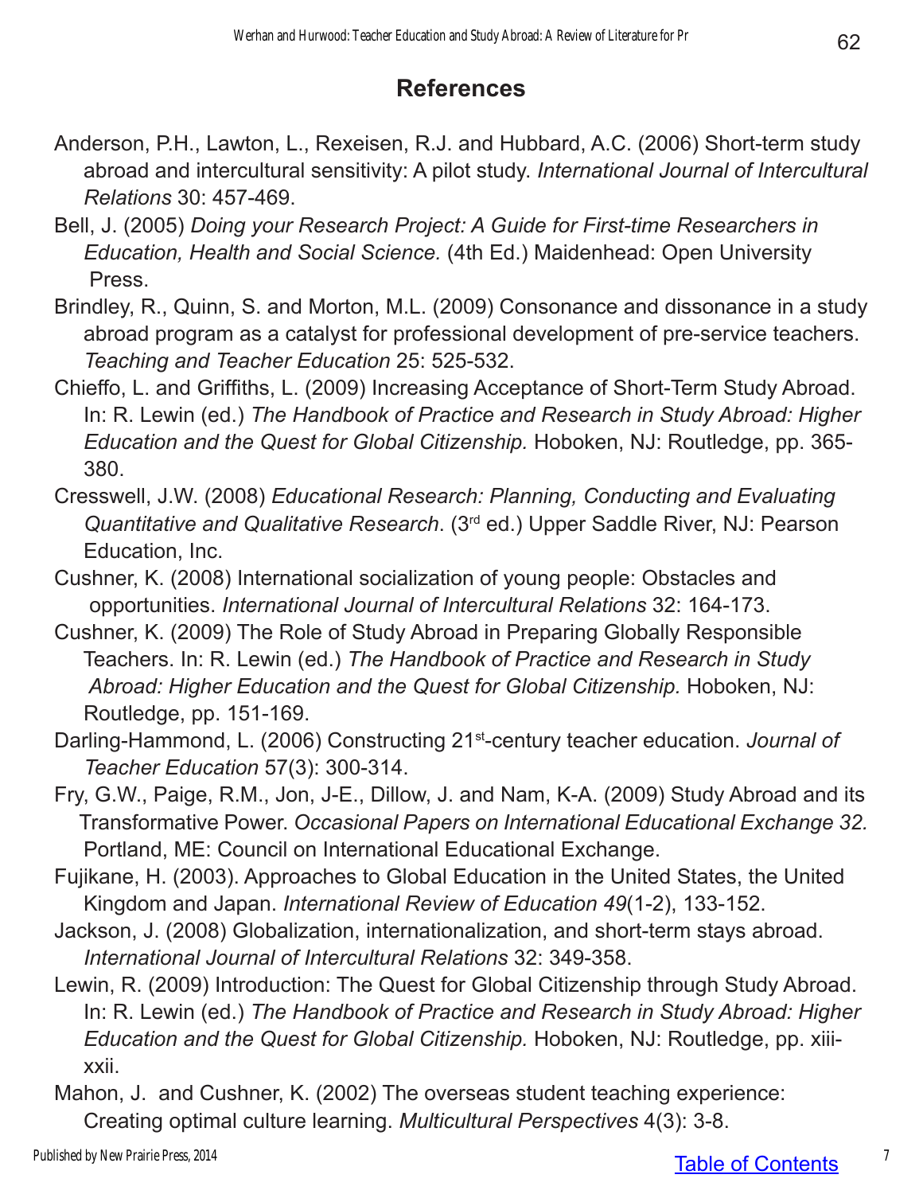## References

Anderson, P.H., Lawton, L., Rexeisen, R.J. and Hubbard, A.C. (2006) Short-term study abroad and intercultural sensitivity: A pilot study. *International Journal of Intercultural Relations* 30: 457-469.

Bell, J. (2005) *Doing your Research Project: A Guide for First-time Researchers in Education, Health and Social Science.* (4th Ed.) Maidenhead: Open University Press.

Brindley, R., Quinn, S. and Morton, M.L. (2009) Consonance and dissonance in a study abroad program as a catalyst for professional development of pre-service teachers. *Teaching and Teacher Education* 25: 525-532.

Chieffo, L. and Griffiths, L. (2009) Increasing Acceptance of Short-Term Study Abroad. In: R. Lewin (ed.) *The Handbook of Practice and Research in Study Abroad: Higher Education and the Quest for Global Citizenship.* Hoboken, NJ: Routledge, pp. 365-380.

Cresswell, J.W. (2008) *Educational Research: Planning, Conducting and Evaluating Quantitative and Qualitative Research*. (3rd ed.) Upper Saddle River, NJ: Pearson Education, Inc.

Cushner, K. (2008) International socialization of young people: Obstacles and opportunities. *International Journal of Intercultural Relations* 32: 164-173.

Cushner, K. (2009) The Role of Study Abroad in Preparing Globally Responsible Teachers. In: R. Lewin (ed.) *The Handbook of Practice and Research in Study Abroad: Higher Education and the Quest for Global Citizenship.* Hoboken, NJ: Routledge, pp. 151-169.

Darling-Hammond, L. (2006) Constructing 21st-century teacher education. *Journal of Teacher Education* 57(3): 300-314.

Fry, G.W., Paige, R.M., Jon, J-E., Dillow, J. and Nam, K-A. (2009) Study Abroad and its Transformative Power. *Occasional Papers on International Educational Exchange 32.* Portland, ME: Council on International Educational Exchange.

Fujikane, H. (2003). Approaches to Global Education in the United States, the United Kingdom and Japan. *International Review of Education 49*(1-2), 133-152.

Jackson, J. (2008) Globalization, internationalization, and short-term stays abroad. *International Journal of Intercultural Relations* 32: 349-358.

Lewin, R. (2009) Introduction: The Quest for Global Citizenship through Study Abroad. In: R. Lewin (ed.) *The Handbook of Practice and Research in Study Abroad: Higher Education and the Quest for Global Citizenship.* Hoboken, NJ: Routledge, pp. xiii-xxii.

Mahon, J. and Cushner, K. (2002) The overseas student teaching experience: Creating optimal culture learning. *Multicultural Perspectives* 4(3): 3-8.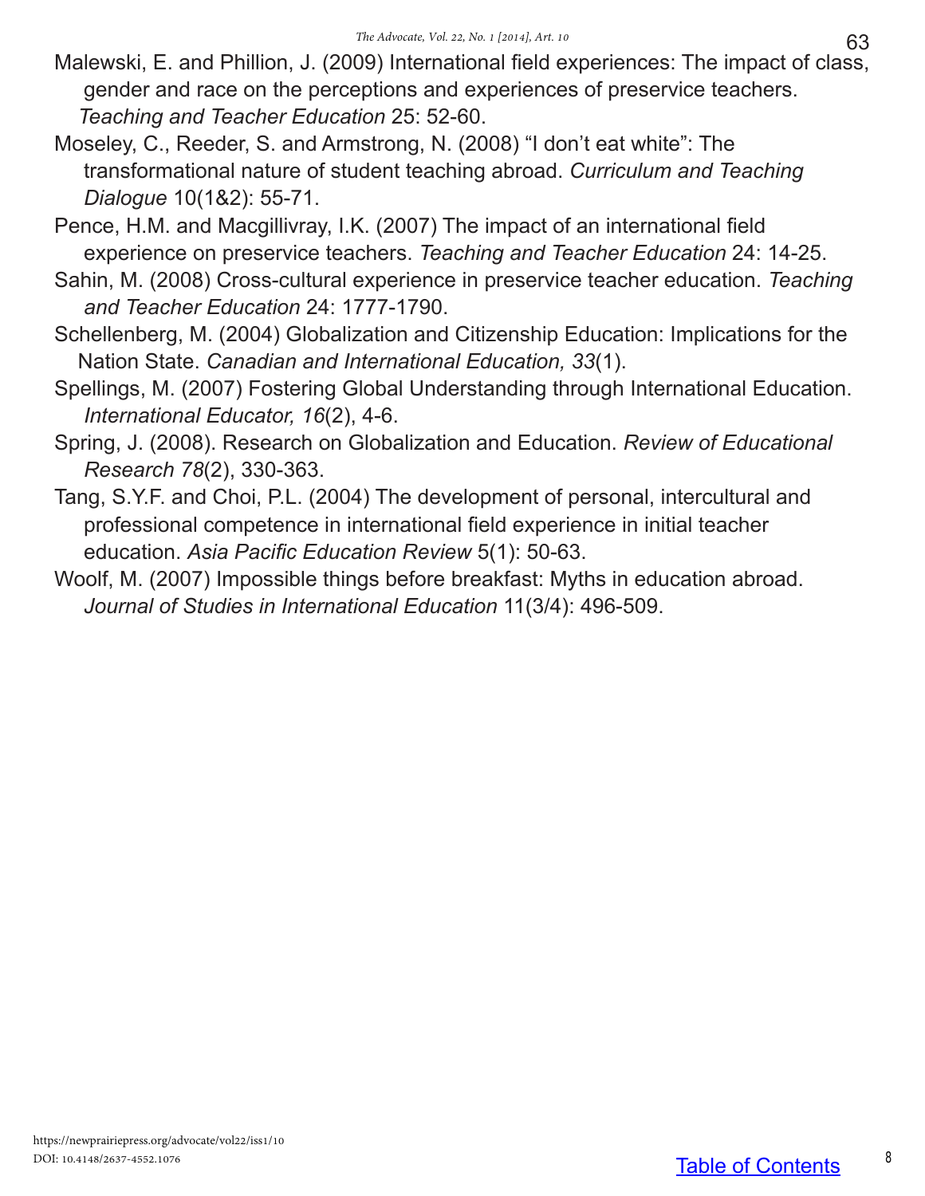Malewski, E. and Phillion, J. (2009) International field experiences: The impact of class, gender and race on the perceptions and experiences of preservice teachers. *Teaching and Teacher Education* 25: 52-60.

Moseley, C., Reeder, S. and Armstrong, N. (2008) "I don't eat white": The transformational nature of student teaching abroad. *Curriculum and Teaching Dialogue* 10(1&2): 55-71.

Pence, H.M. and Macgillivray, I.K. (2007) The impact of an international field experience on preservice teachers. *Teaching and Teacher Education* 24: 14-25.

Sahin, M. (2008) Cross-cultural experience in preservice teacher education. *Teaching and Teacher Education* 24: 1777-1790.

Schellenberg, M. (2004) Globalization and Citizenship Education: Implications for the Nation State. *Canadian and International Education, 33*(1).

Spellings, M. (2007) Fostering Global Understanding through International Education. *International Educator, 16*(2), 4-6.

Spring, J. (2008). Research on Globalization and Education. *Review of Educational Research 78*(2), 330-363.

Tang, S.Y.F. and Choi, P.L. (2004) The development of personal, intercultural and professional competence in international field experience in initial teacher education. *Asia Pacific Education Review* 5(1): 50-63.

Woolf, M. (2007) Impossible things before breakfast: Myths in education abroad. *Journal of Studies in International Education* 11(3/4): 496-509.